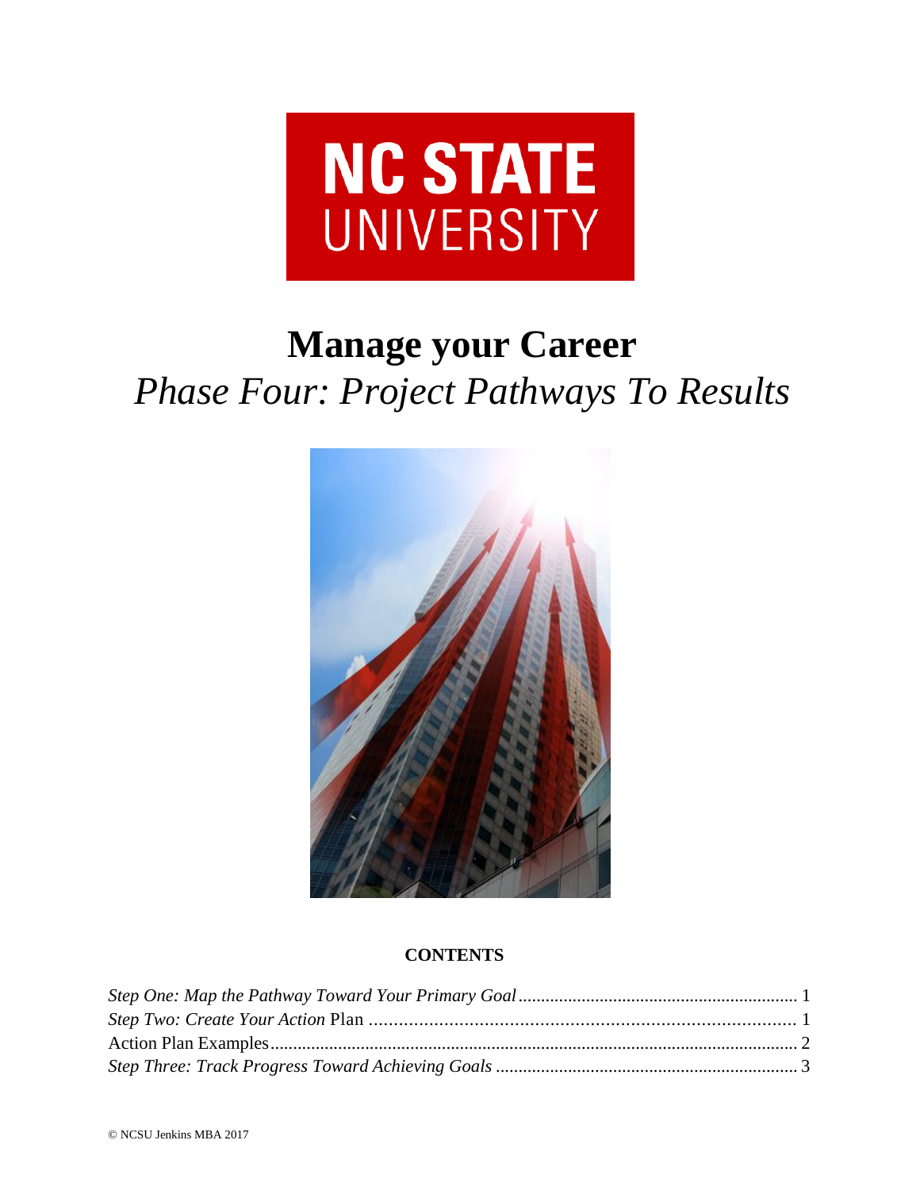NC STATE UNIVERSITY

# Manage your Career

## *Phase Four: Project Pathways To Results*

**CONTENTS**

*Step One: Map the Pathway Toward Your Primary Goal* ........ 1
*Step Two: Create Your Action* Plan ........ 1
Action Plan Examples ........ 2
*Step Three: Track Progress Toward Achieving Goals* ........ 3

© NCSU Jenkins MBA 2017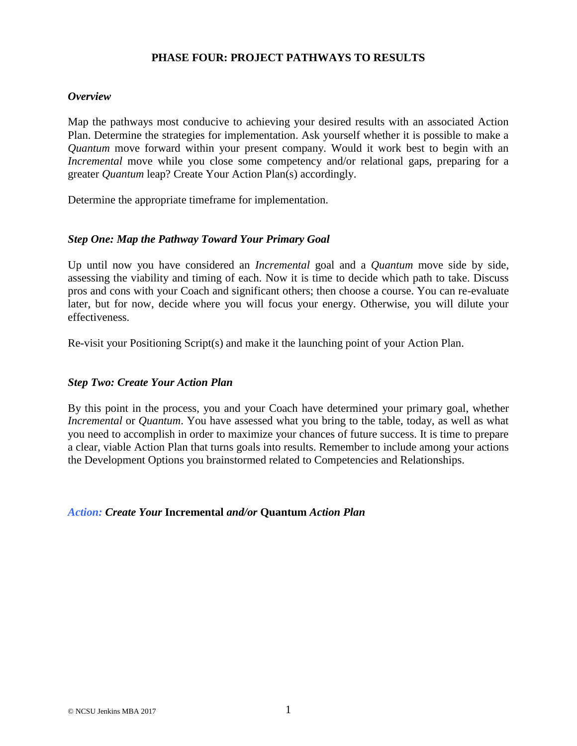## PHASE FOUR: PROJECT PATHWAYS TO RESULTS

### *Overview*

Map the pathways most conducive to achieving your desired results with an associated Action Plan. Determine the strategies for implementation. Ask yourself whether it is possible to make a *Quantum* move forward within your present company. Would it work best to begin with an *Incremental* move while you close some competency and/or relational gaps, preparing for a greater *Quantum* leap? Create Your Action Plan(s) accordingly.

Determine the appropriate timeframe for implementation.

### *Step One: Map the Pathway Toward Your Primary Goal*

Up until now you have considered an *Incremental* goal and a *Quantum* move side by side, assessing the viability and timing of each. Now it is time to decide which path to take. Discuss pros and cons with your Coach and significant others; then choose a course. You can re-evaluate later, but for now, decide where you will focus your energy. Otherwise, you will dilute your effectiveness.

Re-visit your Positioning Script(s) and make it the launching point of your Action Plan.

### *Step Two: Create Your Action Plan*

By this point in the process, you and your Coach have determined your primary goal, whether *Incremental* or *Quantum*. You have assessed what you bring to the table, today, as well as what you need to accomplish in order to maximize your chances of future success. It is time to prepare a clear, viable Action Plan that turns goals into results. Remember to include among your actions the Development Options you brainstormed related to Competencies and Relationships.

*Action:* ***Create Your* Incremental *and/or* Quantum *Action Plan***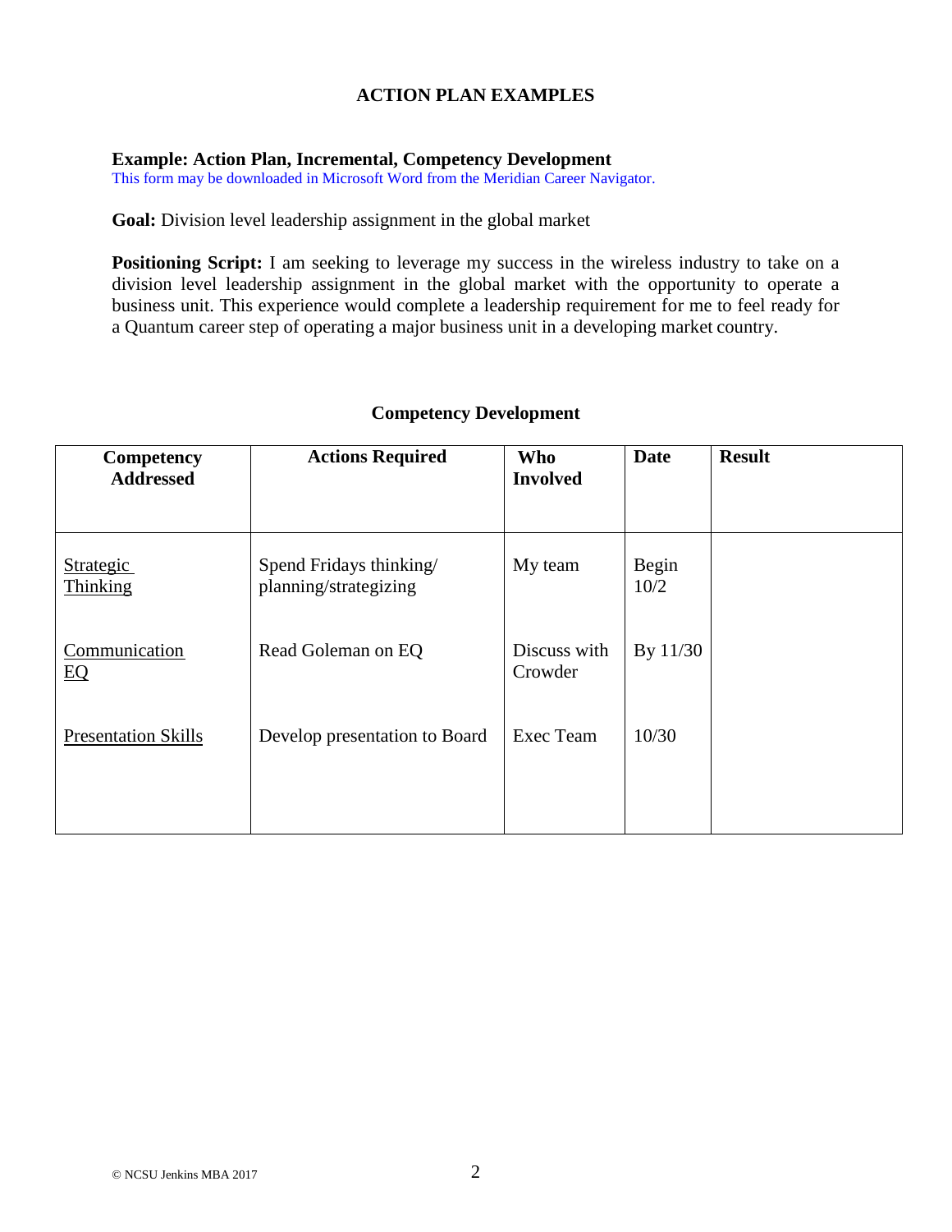## ACTION PLAN EXAMPLES

**Example: Action Plan, Incremental, Competency Development**
This form may be downloaded in Microsoft Word from the Meridian Career Navigator.

**Goal:** Division level leadership assignment in the global market

**Positioning Script:** I am seeking to leverage my success in the wireless industry to take on a division level leadership assignment in the global market with the opportunity to operate a business unit. This experience would complete a leadership requirement for me to feel ready for a Quantum career step of operating a major business unit in a developing market country.

### Competency Development

| Competency Addressed | Actions Required | Who Involved | Date | Result |
|---|---|---|---|---|
| Strategic Thinking | Spend Fridays thinking/ planning/strategizing | My team | Begin 10/2 | |
| Communication EQ | Read Goleman on EQ | Discuss with Crowder | By 11/30 | |
| Presentation Skills | Develop presentation to Board | Exec Team | 10/30 | |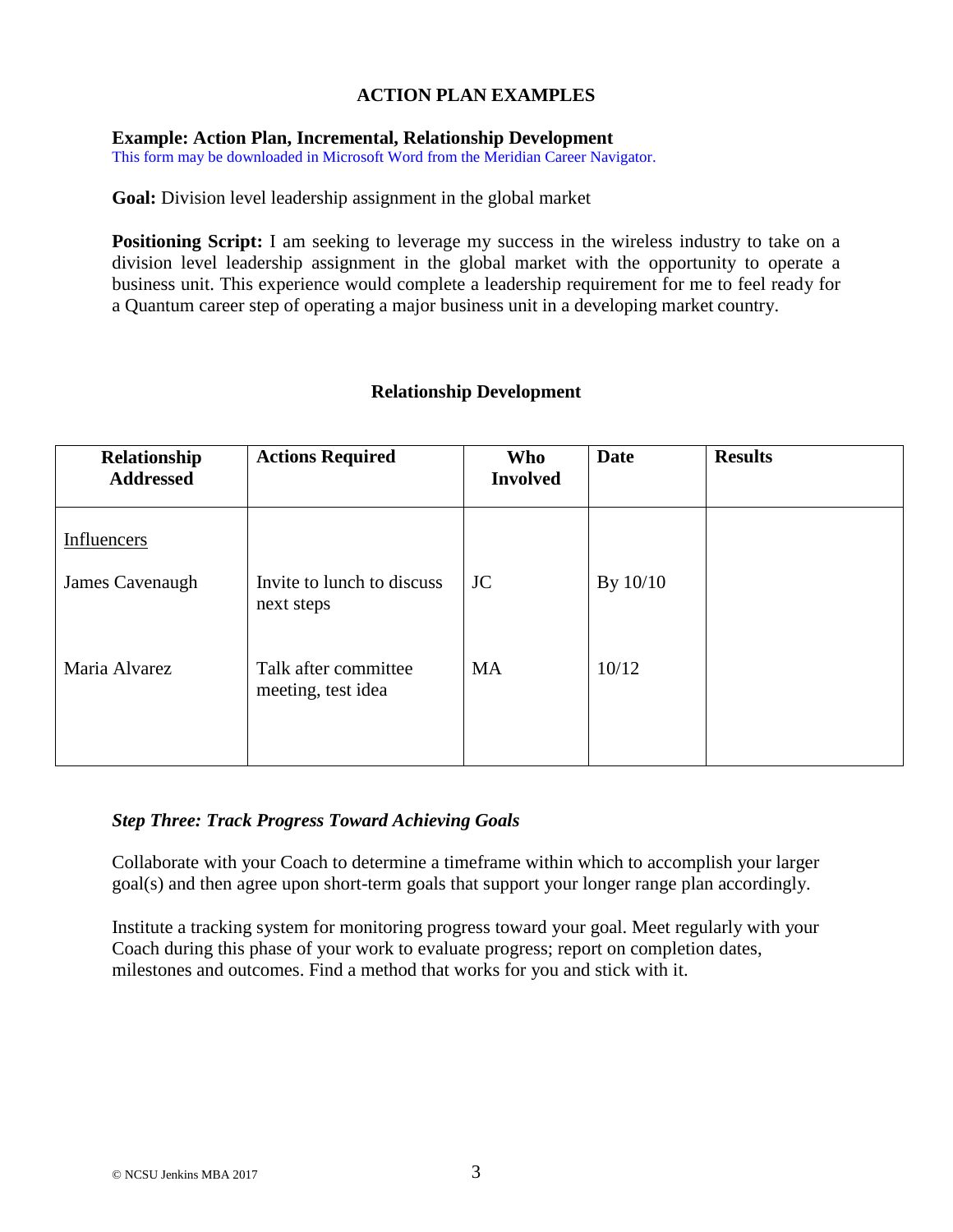## ACTION PLAN EXAMPLES

**Example: Action Plan, Incremental, Relationship Development**

This form may be downloaded in Microsoft Word from the Meridian Career Navigator.

**Goal:** Division level leadership assignment in the global market

**Positioning Script:** I am seeking to leverage my success in the wireless industry to take on a division level leadership assignment in the global market with the opportunity to operate a business unit. This experience would complete a leadership requirement for me to feel ready for a Quantum career step of operating a major business unit in a developing market country.

### Relationship Development

| Relationship Addressed | Actions Required | Who Involved | Date | Results |
|---|---|---|---|---|
| Influencers | | | | |
| James Cavenaugh | Invite to lunch to discuss next steps | JC | By 10/10 | |
| Maria Alvarez | Talk after committee meeting, test idea | MA | 10/12 | |

***Step Three: Track Progress Toward Achieving Goals***

Collaborate with your Coach to determine a timeframe within which to accomplish your larger goal(s) and then agree upon short-term goals that support your longer range plan accordingly.

Institute a tracking system for monitoring progress toward your goal. Meet regularly with your Coach during this phase of your work to evaluate progress; report on completion dates, milestones and outcomes. Find a method that works for you and stick with it.